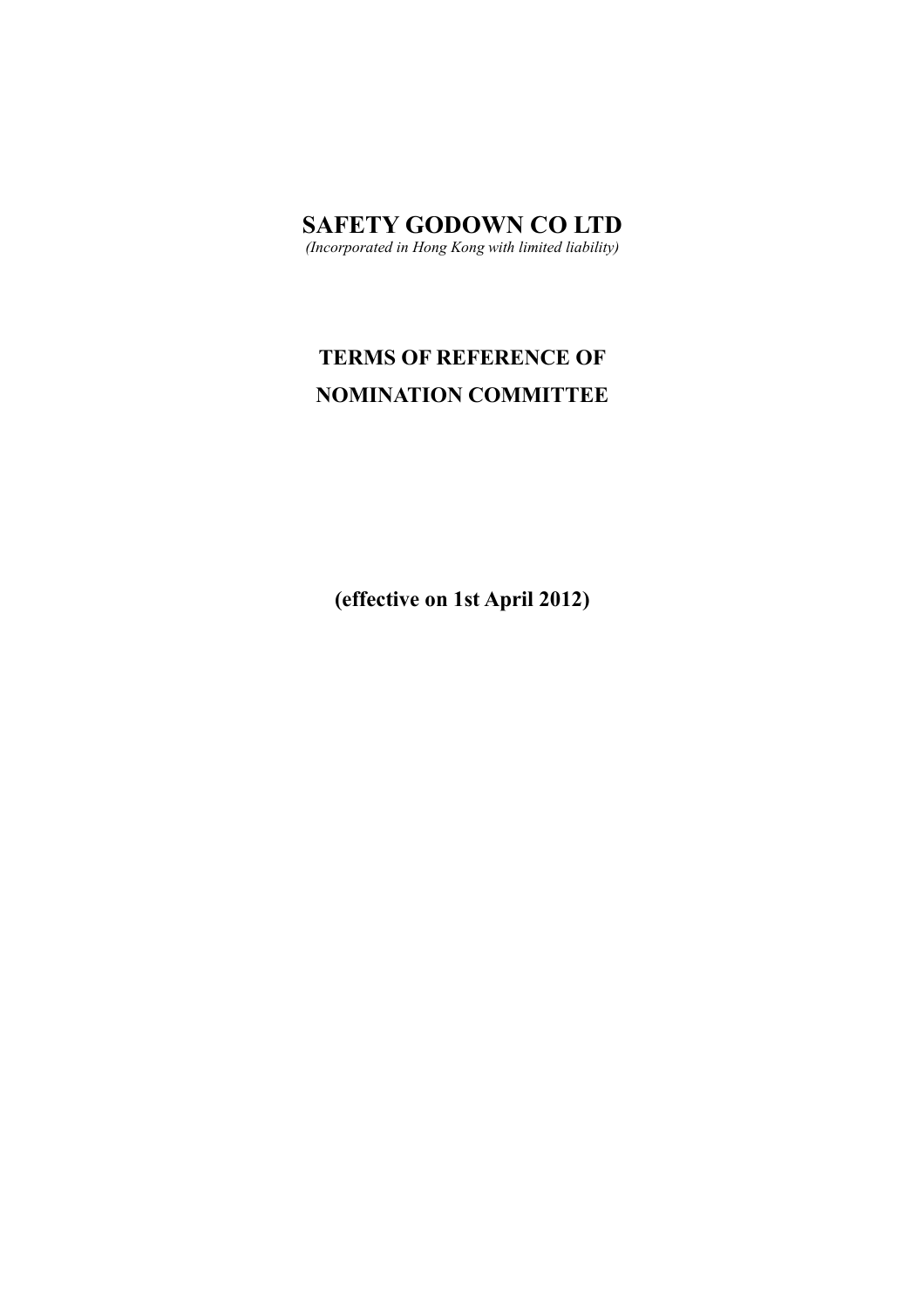# SAFETY GODOWN CO LTD

*(Incorporated in Hong Kong with limited liability)*

## TERMS OF REFERENCE OF NOMINATION COMMITTEE

**(effective on 1st April 2012)**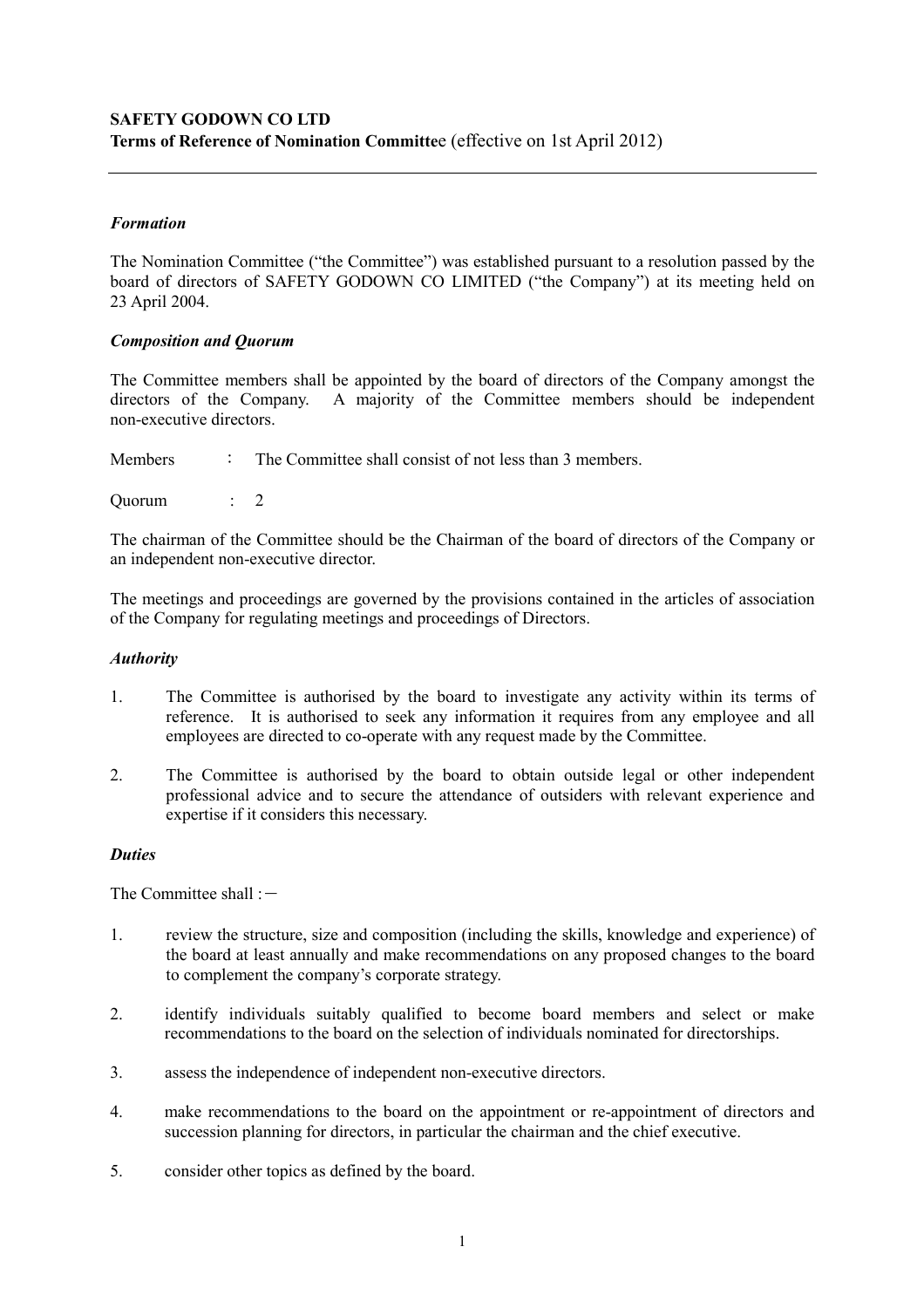**SAFETY GODOWN CO LTD**
**Terms of Reference of Nomination Committee** (effective on 1st April 2012)

---

*Formation*

The Nomination Committee ("the Committee") was established pursuant to a resolution passed by the board of directors of SAFETY GODOWN CO LIMITED ("the Company") at its meeting held on 23 April 2004.

*Composition and Quorum*

The Committee members shall be appointed by the board of directors of the Company amongst the directors of the Company. A majority of the Committee members should be independent non-executive directors.

Members : The Committee shall consist of not less than 3 members.

Quorum : 2

The chairman of the Committee should be the Chairman of the board of directors of the Company or an independent non-executive director.

The meetings and proceedings are governed by the provisions contained in the articles of association of the Company for regulating meetings and proceedings of Directors.

*Authority*

1. The Committee is authorised by the board to investigate any activity within its terms of reference. It is authorised to seek any information it requires from any employee and all employees are directed to co-operate with any request made by the Committee.

2. The Committee is authorised by the board to obtain outside legal or other independent professional advice and to secure the attendance of outsiders with relevant experience and expertise if it considers this necessary.

*Duties*

The Committee shall :－

1. review the structure, size and composition (including the skills, knowledge and experience) of the board at least annually and make recommendations on any proposed changes to the board to complement the company's corporate strategy.

2. identify individuals suitably qualified to become board members and select or make recommendations to the board on the selection of individuals nominated for directorships.

3. assess the independence of independent non-executive directors.

4. make recommendations to the board on the appointment or re-appointment of directors and succession planning for directors, in particular the chairman and the chief executive.

5. consider other topics as defined by the board.